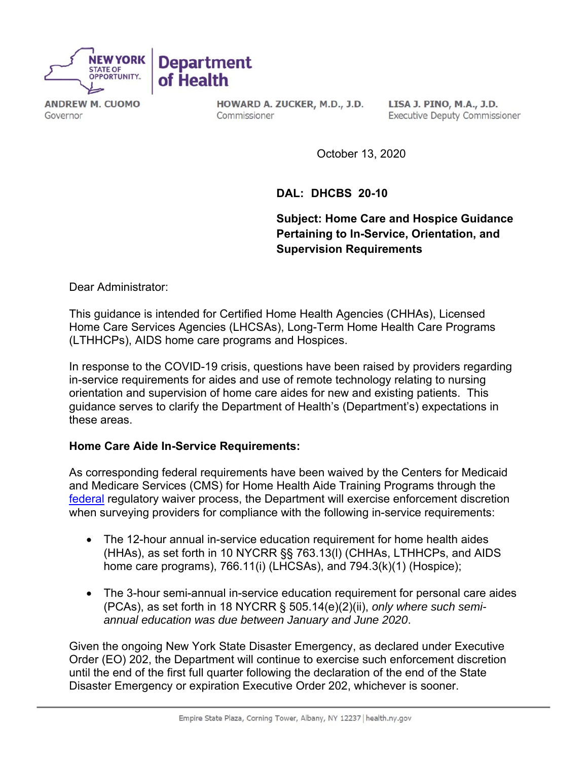NEW YORK STATE OF OPPORTUNITY. | Department of Health

ANDREW M. CUOMO
Governor

HOWARD A. ZUCKER, M.D., J.D.
Commissioner

LISA J. PINO, M.A., J.D.
Executive Deputy Commissioner

October 13, 2020

**DAL: DHCBS 20-10**

**Subject: Home Care and Hospice Guidance Pertaining to In-Service, Orientation, and Supervision Requirements**

Dear Administrator:

This guidance is intended for Certified Home Health Agencies (CHHAs), Licensed Home Care Services Agencies (LHCSAs), Long-Term Home Health Care Programs (LTHHCPs), AIDS home care programs and Hospices.

In response to the COVID-19 crisis, questions have been raised by providers regarding in-service requirements for aides and use of remote technology relating to nursing orientation and supervision of home care aides for new and existing patients. This guidance serves to clarify the Department of Health's (Department's) expectations in these areas.

**Home Care Aide In-Service Requirements:**

As corresponding federal requirements have been waived by the Centers for Medicaid and Medicare Services (CMS) for Home Health Aide Training Programs through the federal regulatory waiver process, the Department will exercise enforcement discretion when surveying providers for compliance with the following in-service requirements:

- The 12-hour annual in-service education requirement for home health aides (HHAs), as set forth in 10 NYCRR §§ 763.13(l) (CHHAs, LTHHCPs, and AIDS home care programs), 766.11(i) (LHCSAs), and 794.3(k)(1) (Hospice);
- The 3-hour semi-annual in-service education requirement for personal care aides (PCAs), as set forth in 18 NYCRR § 505.14(e)(2)(ii), *only where such semi-annual education was due between January and June 2020*.

Given the ongoing New York State Disaster Emergency, as declared under Executive Order (EO) 202, the Department will continue to exercise such enforcement discretion until the end of the first full quarter following the declaration of the end of the State Disaster Emergency or expiration Executive Order 202, whichever is sooner.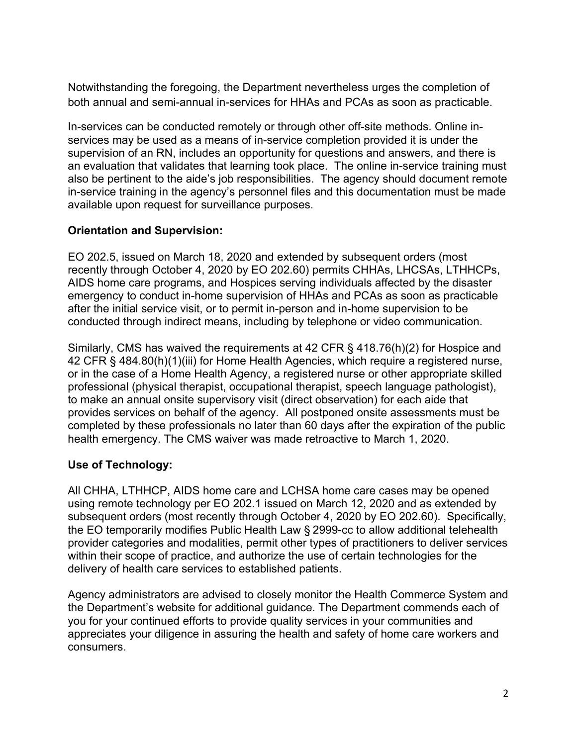Notwithstanding the foregoing, the Department nevertheless urges the completion of both annual and semi-annual in-services for HHAs and PCAs as soon as practicable.

In-services can be conducted remotely or through other off-site methods. Online in-services may be used as a means of in-service completion provided it is under the supervision of an RN, includes an opportunity for questions and answers, and there is an evaluation that validates that learning took place. The online in-service training must also be pertinent to the aide's job responsibilities. The agency should document remote in-service training in the agency's personnel files and this documentation must be made available upon request for surveillance purposes.

**Orientation and Supervision:**

EO 202.5, issued on March 18, 2020 and extended by subsequent orders (most recently through October 4, 2020 by EO 202.60) permits CHHAs, LHCSAs, LTHHCPs, AIDS home care programs, and Hospices serving individuals affected by the disaster emergency to conduct in-home supervision of HHAs and PCAs as soon as practicable after the initial service visit, or to permit in-person and in-home supervision to be conducted through indirect means, including by telephone or video communication.

Similarly, CMS has waived the requirements at 42 CFR § 418.76(h)(2) for Hospice and 42 CFR § 484.80(h)(1)(iii) for Home Health Agencies, which require a registered nurse, or in the case of a Home Health Agency, a registered nurse or other appropriate skilled professional (physical therapist, occupational therapist, speech language pathologist), to make an annual onsite supervisory visit (direct observation) for each aide that provides services on behalf of the agency. All postponed onsite assessments must be completed by these professionals no later than 60 days after the expiration of the public health emergency. The CMS waiver was made retroactive to March 1, 2020.

**Use of Technology:**

All CHHA, LTHHCP, AIDS home care and LCHSA home care cases may be opened using remote technology per EO 202.1 issued on March 12, 2020 and as extended by subsequent orders (most recently through October 4, 2020 by EO 202.60). Specifically, the EO temporarily modifies Public Health Law § 2999-cc to allow additional telehealth provider categories and modalities, permit other types of practitioners to deliver services within their scope of practice, and authorize the use of certain technologies for the delivery of health care services to established patients.

Agency administrators are advised to closely monitor the Health Commerce System and the Department's website for additional guidance. The Department commends each of you for your continued efforts to provide quality services in your communities and appreciates your diligence in assuring the health and safety of home care workers and consumers.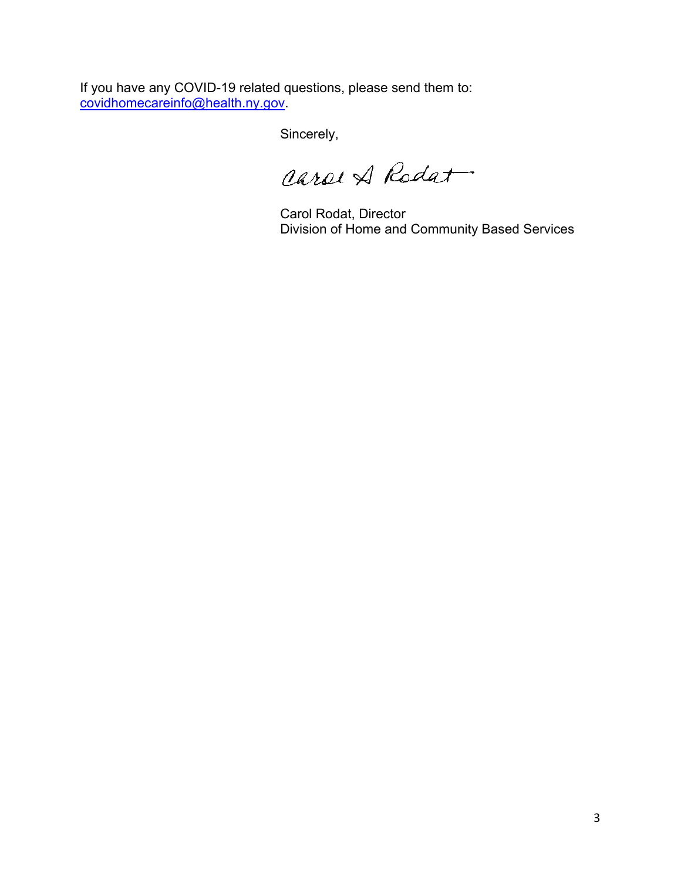If you have any COVID-19 related questions, please send them to: covidhomecareinfo@health.ny.gov.

Sincerely,

Carol A Rodat

Carol Rodat, Director
Division of Home and Community Based Services